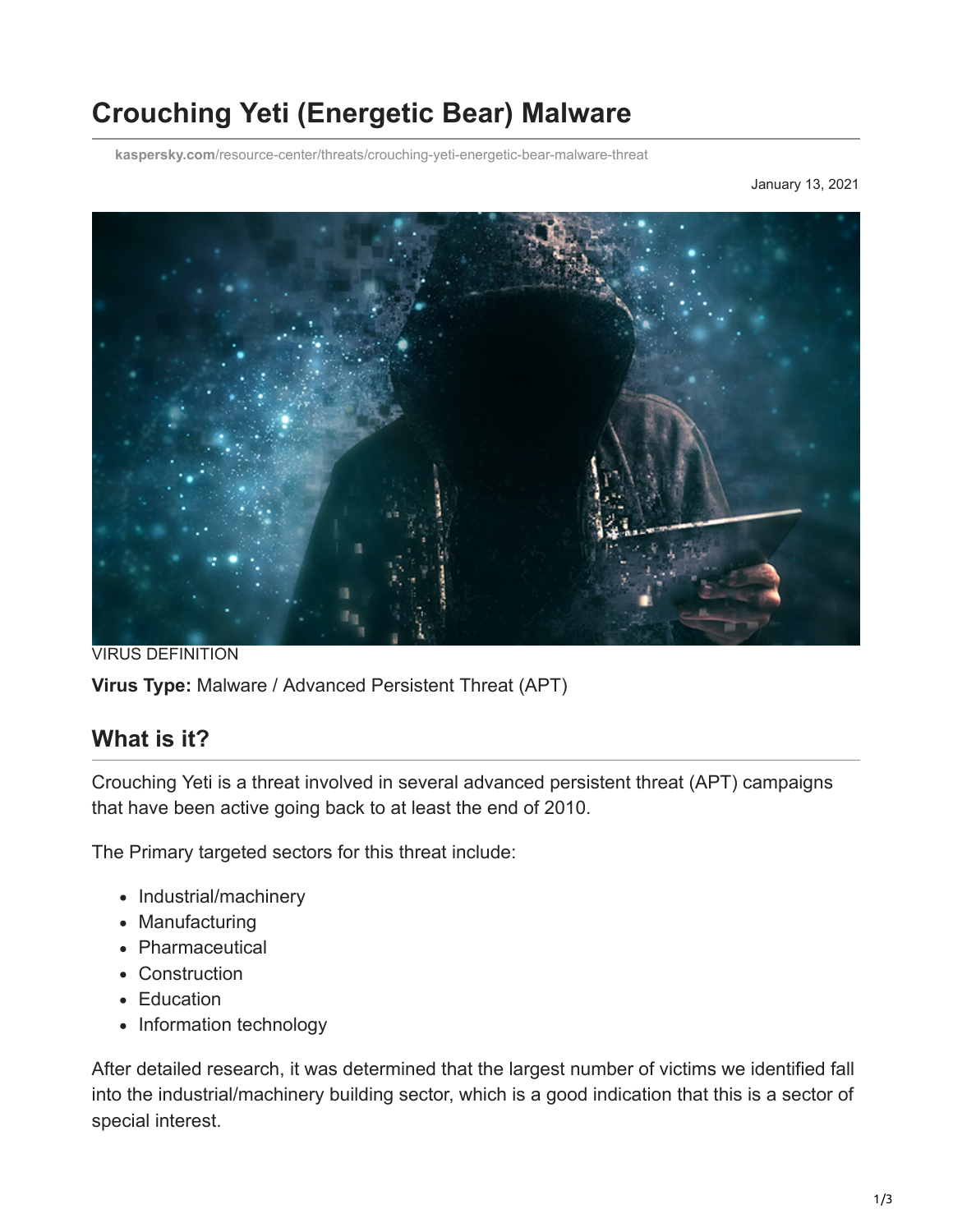# Crouching Yeti (Energetic Bear) Malware

kaspersky.com/resource-center/threats/crouching-yeti-energetic-bear-malware-threat

January 13, 2021

VIRUS DEFINITION

**Virus Type:** Malware / Advanced Persistent Threat (APT)

## What is it?

Crouching Yeti is a threat involved in several advanced persistent threat (APT) campaigns that have been active going back to at least the end of 2010.

The Primary targeted sectors for this threat include:

- Industrial/machinery
- Manufacturing
- Pharmaceutical
- Construction
- Education
- Information technology

After detailed research, it was determined that the largest number of victims we identified fall into the industrial/machinery building sector, which is a good indication that this is a sector of special interest.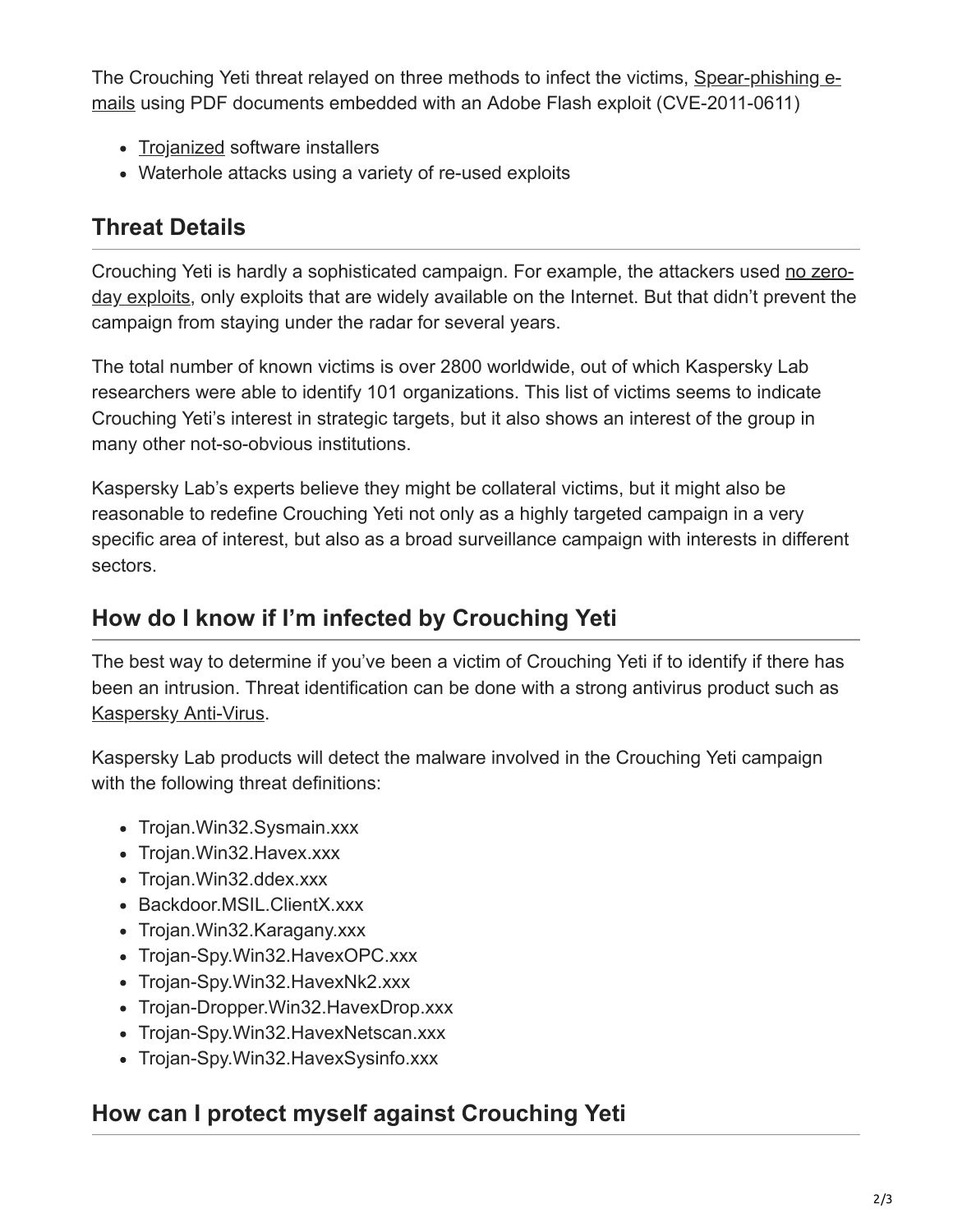The Crouching Yeti threat relayed on three methods to infect the victims, Spear-phishing e-mails using PDF documents embedded with an Adobe Flash exploit (CVE-2011-0611)

- Trojanized software installers
- Waterhole attacks using a variety of re-used exploits

## Threat Details

Crouching Yeti is hardly a sophisticated campaign. For example, the attackers used no zero-day exploits, only exploits that are widely available on the Internet. But that didn't prevent the campaign from staying under the radar for several years.

The total number of known victims is over 2800 worldwide, out of which Kaspersky Lab researchers were able to identify 101 organizations. This list of victims seems to indicate Crouching Yeti's interest in strategic targets, but it also shows an interest of the group in many other not-so-obvious institutions.

Kaspersky Lab's experts believe they might be collateral victims, but it might also be reasonable to redefine Crouching Yeti not only as a highly targeted campaign in a very specific area of interest, but also as a broad surveillance campaign with interests in different sectors.

## How do I know if I'm infected by Crouching Yeti

The best way to determine if you've been a victim of Crouching Yeti if to identify if there has been an intrusion. Threat identification can be done with a strong antivirus product such as Kaspersky Anti-Virus.

Kaspersky Lab products will detect the malware involved in the Crouching Yeti campaign with the following threat definitions:

- Trojan.Win32.Sysmain.xxx
- Trojan.Win32.Havex.xxx
- Trojan.Win32.ddex.xxx
- Backdoor.MSIL.ClientX.xxx
- Trojan.Win32.Karagany.xxx
- Trojan-Spy.Win32.HavexOPC.xxx
- Trojan-Spy.Win32.HavexNk2.xxx
- Trojan-Dropper.Win32.HavexDrop.xxx
- Trojan-Spy.Win32.HavexNetscan.xxx
- Trojan-Spy.Win32.HavexSysinfo.xxx

## How can I protect myself against Crouching Yeti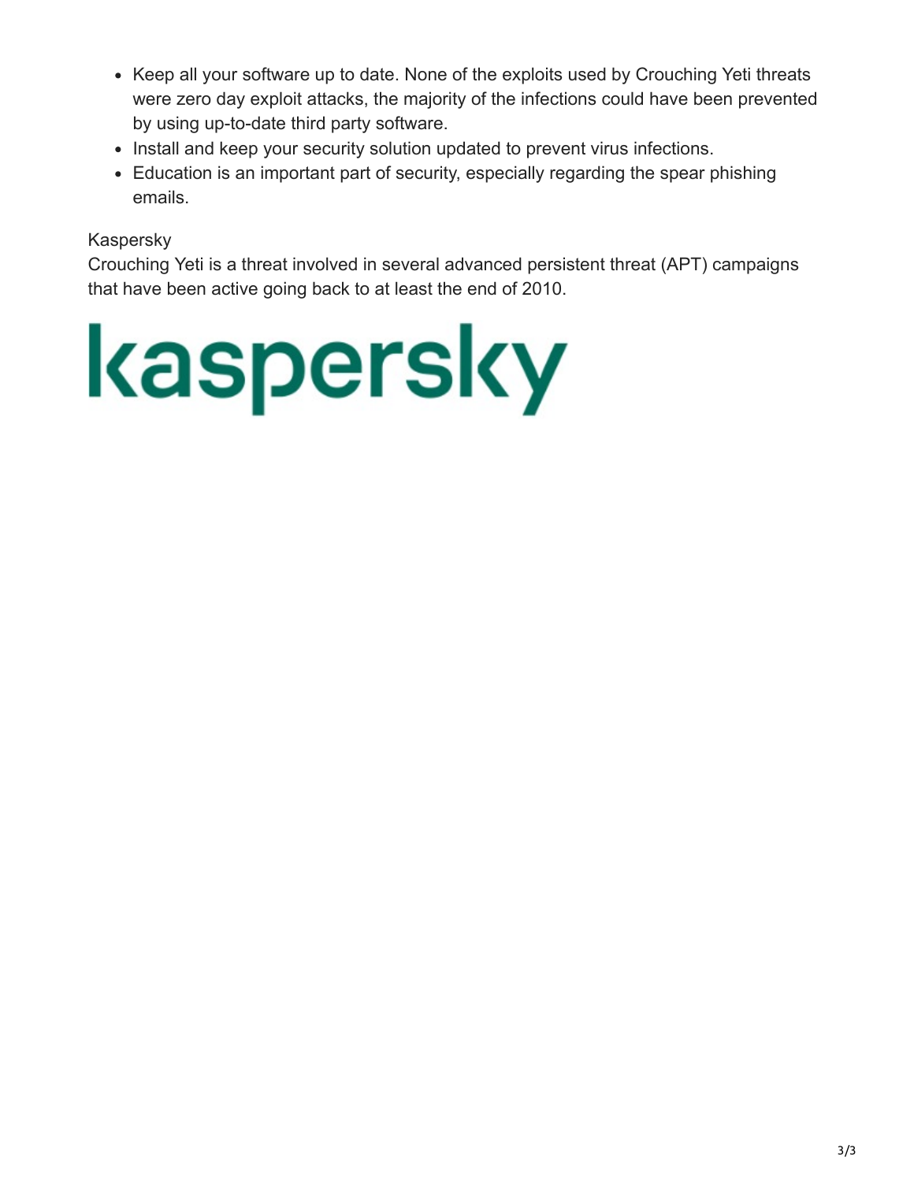- Keep all your software up to date. None of the exploits used by Crouching Yeti threats were zero day exploit attacks, the majority of the infections could have been prevented by using up-to-date third party software.
- Install and keep your security solution updated to prevent virus infections.
- Education is an important part of security, especially regarding the spear phishing emails.

Kaspersky
Crouching Yeti is a threat involved in several advanced persistent threat (APT) campaigns that have been active going back to at least the end of 2010.

kaspersky